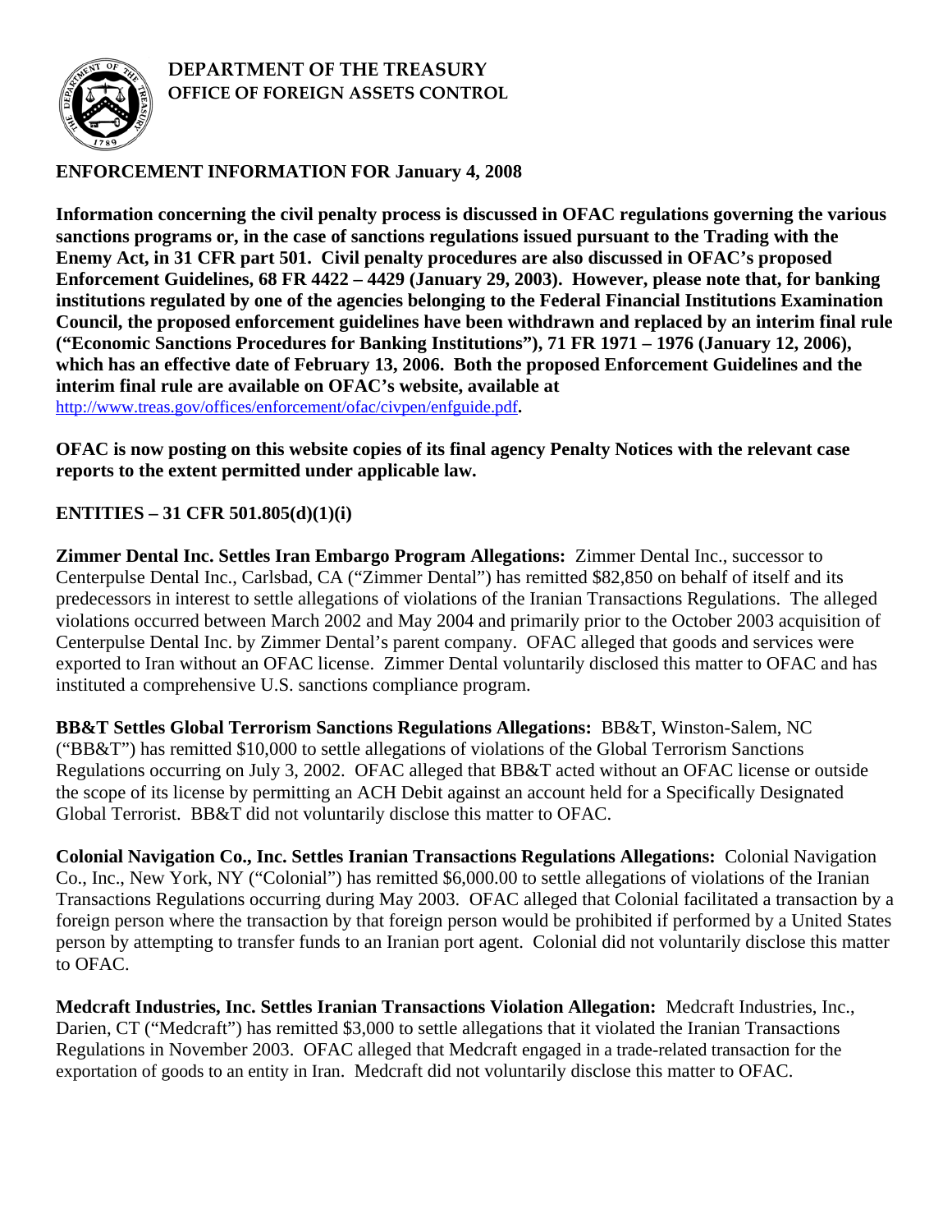**DEPARTMENT OF THE TREASURY**
**OFFICE OF FOREIGN ASSETS CONTROL**

## ENFORCEMENT INFORMATION FOR January 4, 2008

**Information concerning the civil penalty process is discussed in OFAC regulations governing the various sanctions programs or, in the case of sanctions regulations issued pursuant to the Trading with the Enemy Act, in 31 CFR part 501. Civil penalty procedures are also discussed in OFAC's proposed Enforcement Guidelines, 68 FR 4422 – 4429 (January 29, 2003). However, please note that, for banking institutions regulated by one of the agencies belonging to the Federal Financial Institutions Examination Council, the proposed enforcement guidelines have been withdrawn and replaced by an interim final rule ("Economic Sanctions Procedures for Banking Institutions"), 71 FR 1971 – 1976 (January 12, 2006), which has an effective date of February 13, 2006. Both the proposed Enforcement Guidelines and the interim final rule are available on OFAC's website, available at** http://www.treas.gov/offices/enforcement/ofac/civpen/enfguide.pdf**.**

**OFAC is now posting on this website copies of its final agency Penalty Notices with the relevant case reports to the extent permitted under applicable law.**

### ENTITIES – 31 CFR 501.805(d)(1)(i)

**Zimmer Dental Inc. Settles Iran Embargo Program Allegations:** Zimmer Dental Inc., successor to Centerpulse Dental Inc., Carlsbad, CA ("Zimmer Dental") has remitted $82,850 on behalf of itself and its predecessors in interest to settle allegations of violations of the Iranian Transactions Regulations. The alleged violations occurred between March 2002 and May 2004 and primarily prior to the October 2003 acquisition of Centerpulse Dental Inc. by Zimmer Dental's parent company. OFAC alleged that goods and services were exported to Iran without an OFAC license. Zimmer Dental voluntarily disclosed this matter to OFAC and has instituted a comprehensive U.S. sanctions compliance program.

**BB&T Settles Global Terrorism Sanctions Regulations Allegations:** BB&T, Winston-Salem, NC ("BB&T") has remitted $10,000 to settle allegations of violations of the Global Terrorism Sanctions Regulations occurring on July 3, 2002. OFAC alleged that BB&T acted without an OFAC license or outside the scope of its license by permitting an ACH Debit against an account held for a Specifically Designated Global Terrorist. BB&T did not voluntarily disclose this matter to OFAC.

**Colonial Navigation Co., Inc. Settles Iranian Transactions Regulations Allegations:** Colonial Navigation Co., Inc., New York, NY ("Colonial") has remitted $6,000.00 to settle allegations of violations of the Iranian Transactions Regulations occurring during May 2003. OFAC alleged that Colonial facilitated a transaction by a foreign person where the transaction by that foreign person would be prohibited if performed by a United States person by attempting to transfer funds to an Iranian port agent. Colonial did not voluntarily disclose this matter to OFAC.

**Medcraft Industries, Inc. Settles Iranian Transactions Violation Allegation:** Medcraft Industries, Inc., Darien, CT ("Medcraft") has remitted $3,000 to settle allegations that it violated the Iranian Transactions Regulations in November 2003. OFAC alleged that Medcraft engaged in a trade-related transaction for the exportation of goods to an entity in Iran. Medcraft did not voluntarily disclose this matter to OFAC.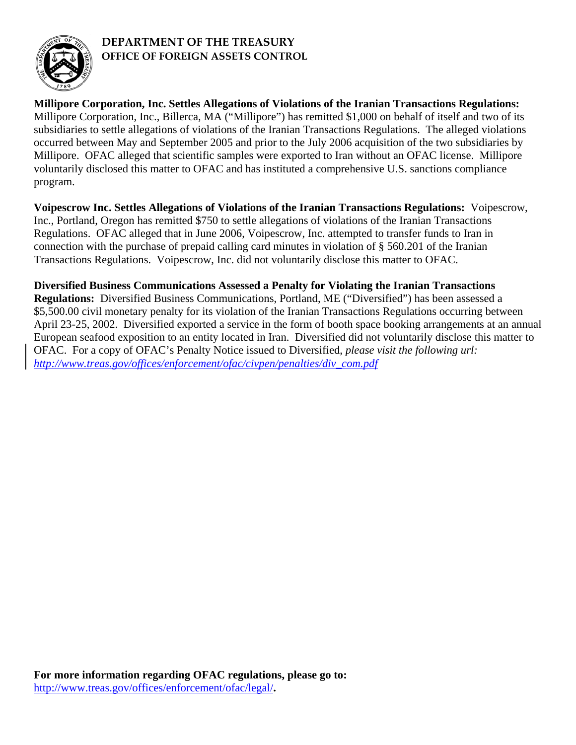**DEPARTMENT OF THE TREASURY**
**OFFICE OF FOREIGN ASSETS CONTROL**

**Millipore Corporation, Inc. Settles Allegations of Violations of the Iranian Transactions Regulations:** Millipore Corporation, Inc., Billerca, MA ("Millipore") has remitted $1,000 on behalf of itself and two of its subsidiaries to settle allegations of violations of the Iranian Transactions Regulations. The alleged violations occurred between May and September 2005 and prior to the July 2006 acquisition of the two subsidiaries by Millipore. OFAC alleged that scientific samples were exported to Iran without an OFAC license. Millipore voluntarily disclosed this matter to OFAC and has instituted a comprehensive U.S. sanctions compliance program.

**Voipescrow Inc. Settles Allegations of Violations of the Iranian Transactions Regulations:** Voipescrow, Inc., Portland, Oregon has remitted $750 to settle allegations of violations of the Iranian Transactions Regulations. OFAC alleged that in June 2006, Voipescrow, Inc. attempted to transfer funds to Iran in connection with the purchase of prepaid calling card minutes in violation of § 560.201 of the Iranian Transactions Regulations. Voipescrow, Inc. did not voluntarily disclose this matter to OFAC.

**Diversified Business Communications Assessed a Penalty for Violating the Iranian Transactions Regulations:** Diversified Business Communications, Portland, ME ("Diversified") has been assessed a $5,500.00 civil monetary penalty for its violation of the Iranian Transactions Regulations occurring between April 23-25, 2002. Diversified exported a service in the form of booth space booking arrangements at an annual European seafood exposition to an entity located in Iran. Diversified did not voluntarily disclose this matter to OFAC. For a copy of OFAC's Penalty Notice issued to Diversified, *please visit the following url: http://www.treas.gov/offices/enforcement/ofac/civpen/penalties/div_com.pdf*

**For more information regarding OFAC regulations, please go to:**
http://www.treas.gov/offices/enforcement/ofac/legal/**.**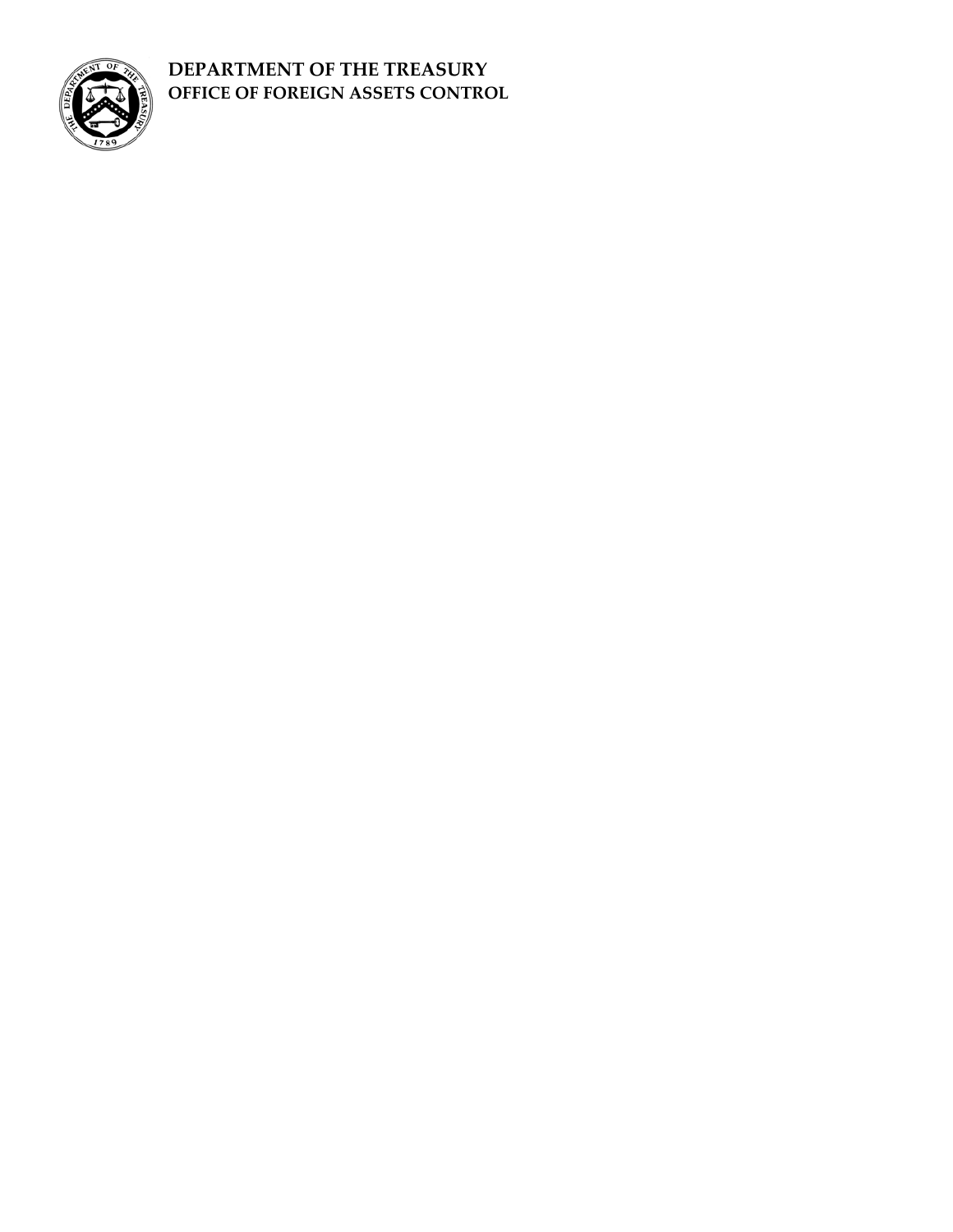**DEPARTMENT OF THE TREASURY**
**OFFICE OF FOREIGN ASSETS CONTROL**